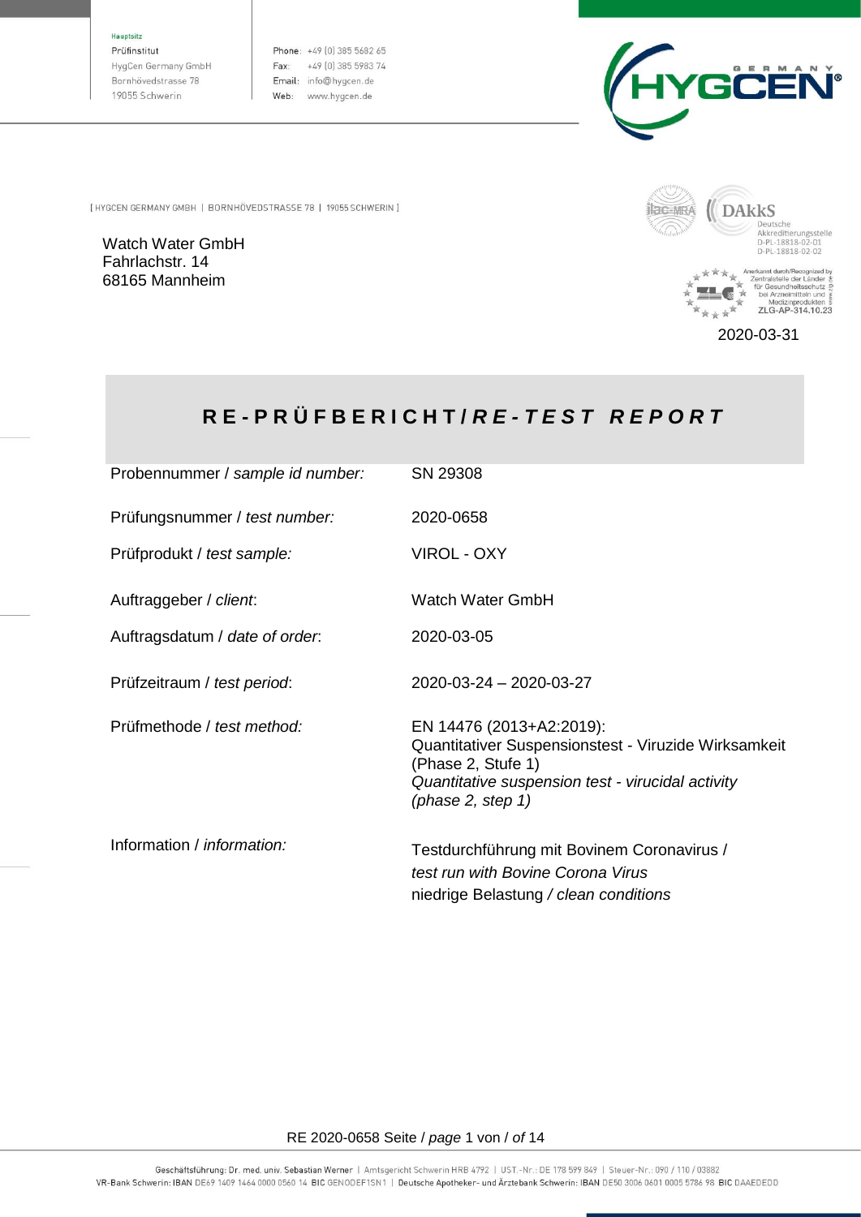Hauptsitz
Prüfinstitut
HygCen Germany GmbH
Bornhövedstrasse 78
19055 Schwerin

Phone: +49 (0) 385 5682 65
Fax: +49 (0) 385 5983 74
Email: info@hygcen.de
Web: www.hygcen.de

[ HYGCEN GERMANY GMBH | BORNHÖVEDSTRASSE 78 | 19055 SCHWERIN ]

Watch Water GmbH
Fahrlachstr. 14
68165 Mannheim

DAkkS Deutsche Akkreditierungsstelle D-PL-18818-02-01 D-PL-18818-02-02

Anerkannt durch/Recognized by Zentralstelle der Länder für Gesundheitsschutz bei Arzneimitteln und Medizinprodukten ZLG-AP-314.10.23

2020-03-31

# RE-PRÜFBERICHT / *RE-TEST REPORT*

| | |
|---|---|
| Probennummer / *sample id number:* | SN 29308 |
| Prüfungsnummer / *test number:* | 2020-0658 |
| Prüfprodukt / *test sample:* | VIROL - OXY |
| Auftraggeber / *client*: | Watch Water GmbH |
| Auftragsdatum / *date of order*: | 2020-03-05 |
| Prüfzeitraum / *test period*: | 2020-03-24 – 2020-03-27 |
| Prüfmethode / *test method:* | EN 14476 (2013+A2:2019): Quantitativer Suspensionstest - Viruzide Wirksamkeit (Phase 2, Stufe 1) *Quantitative suspension test - virucidal activity (phase 2, step 1)* |
| Information / *information:* | Testdurchführung mit Bovinem Coronavirus / *test run with Bovine Corona Virus* niedrige Belastung */ clean conditions* |

RE 2020-0658 Seite / *page* 1 von / *of* 14

Geschäftsführung: Dr. med. univ. Sebastian Werner | Amtsgericht Schwerin HRB 4792 | UST.-Nr.: DE 178 599 849 | Steuer-Nr.: 090 / 110 / 03882
VR-Bank Schwerin: IBAN DE69 1409 1464 0000 0560 14 BIC GENODEF1SN1 | Deutsche Apotheker- und Ärztebank Schwerin: IBAN DE50 3006 0601 0005 5786 98 BIC DAAEDEDD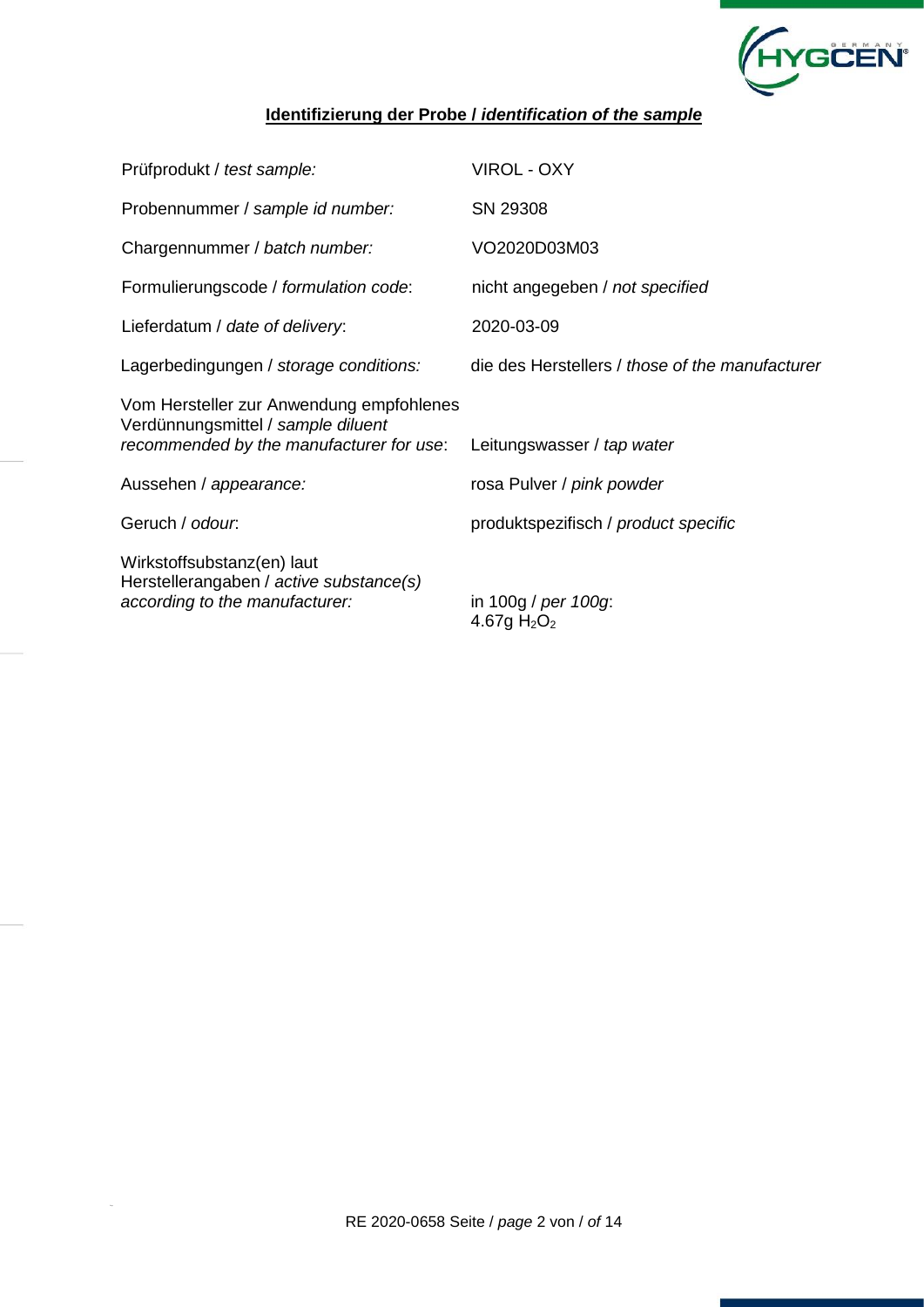## **Identifizierung der Probe / *identification of the sample***

| | |
|---|---|
| Prüfprodukt / *test sample:* | VIROL - OXY |
| Probennummer / *sample id number:* | SN 29308 |
| Chargennummer / *batch number:* | VO2020D03M03 |
| Formulierungscode / *formulation code*: | nicht angegeben / *not specified* |
| Lieferdatum / *date of delivery*: | 2020-03-09 |
| Lagerbedingungen / *storage conditions:* | die des Herstellers / *those of the manufacturer* |
| Vom Hersteller zur Anwendung empfohlenes Verdünnungsmittel / *sample diluent recommended by the manufacturer for use*: | Leitungswasser / *tap water* |
| Aussehen / *appearance:* | rosa Pulver / *pink powder* |
| Geruch / *odour*: | produktspezifisch / *product specific* |
| Wirkstoffsubstanz(en) laut Herstellerangaben / *active substance(s) according to the manufacturer:* | in 100g / *per 100g*: 4.67g $H_2O_2$ |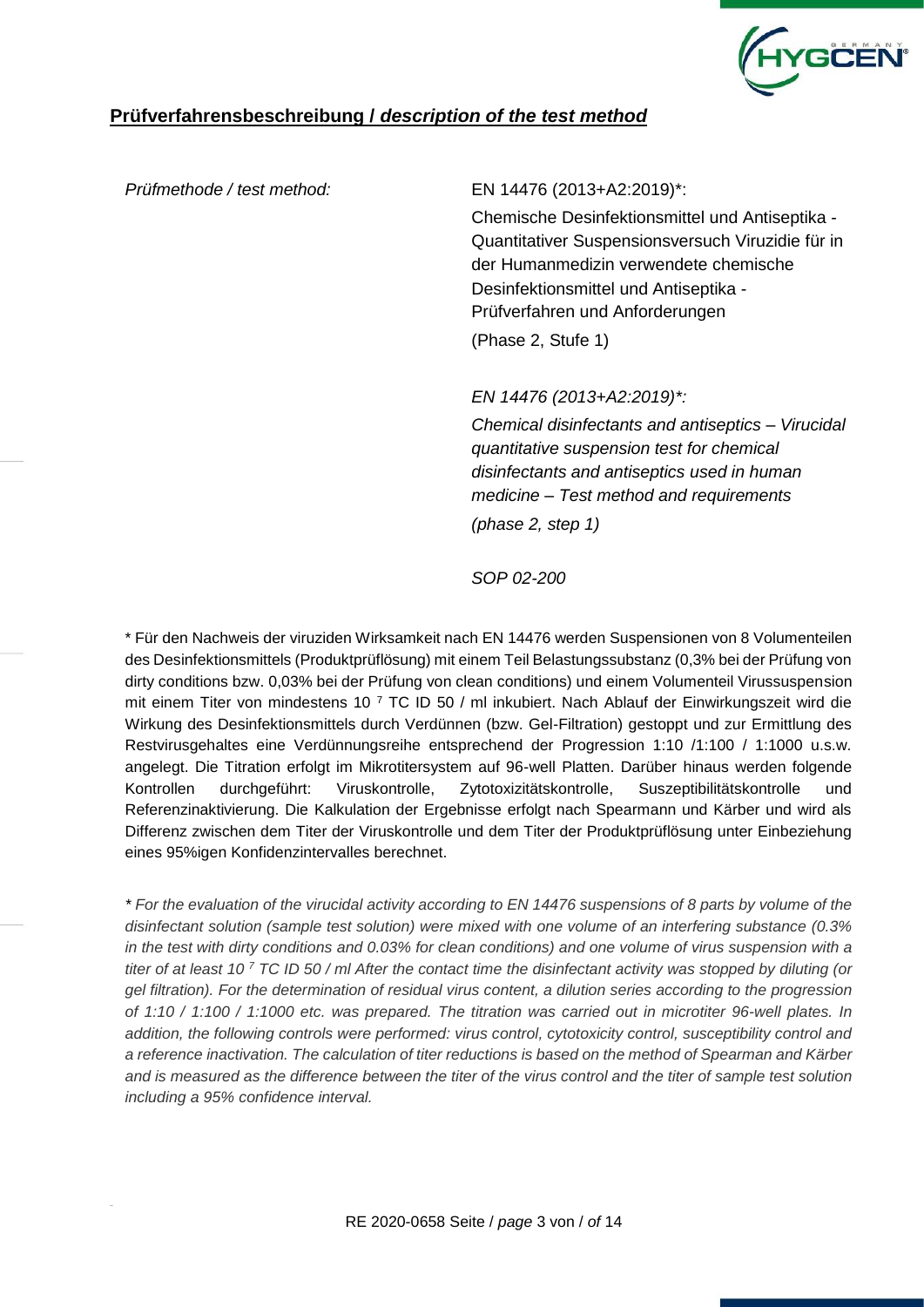## **Prüfverfahrensbeschreibung / *description of the test method***

*Prüfmethode / test method:*

EN 14476 (2013+A2:2019)*:

Chemische Desinfektionsmittel und Antiseptika - Quantitativer Suspensionsversuch Viruzidie für in der Humanmedizin verwendete chemische Desinfektionsmittel und Antiseptika - Prüfverfahren und Anforderungen

(Phase 2, Stufe 1)

*EN 14476 (2013+A2:2019)*:*

*Chemical disinfectants and antiseptics – Virucidal quantitative suspension test for chemical disinfectants and antiseptics used in human medicine – Test method and requirements*

*(phase 2, step 1)*

*SOP 02-200*

* Für den Nachweis der viruziden Wirksamkeit nach EN 14476 werden Suspensionen von 8 Volumenteilen des Desinfektionsmittels (Produktprüflösung) mit einem Teil Belastungssubstanz (0,3% bei der Prüfung von dirty conditions bzw. 0,03% bei der Prüfung von clean conditions) und einem Volumenteil Virussuspension mit einem Titer von mindestens $10^{7}$ TC ID 50 / ml inkubiert. Nach Ablauf der Einwirkungszeit wird die Wirkung des Desinfektionsmittels durch Verdünnen (bzw. Gel-Filtration) gestoppt und zur Ermittlung des Restvirusgehaltes eine Verdünnungsreihe entsprechend der Progression 1:10 /1:100 / 1:1000 u.s.w. angelegt. Die Titration erfolgt im Mikrotitersystem auf 96-well Platten. Darüber hinaus werden folgende Kontrollen durchgeführt: Viruskontrolle, Zytotoxizitätskontrolle, Suszeptibilitätskontrolle und Referenzinaktivierung. Die Kalkulation der Ergebnisse erfolgt nach Spearmann und Kärber und wird als Differenz zwischen dem Titer der Viruskontrolle und dem Titer der Produktprüflösung unter Einbeziehung eines 95%igen Konfidenzintervalles berechnet.

*\* For the evaluation of the virucidal activity according to EN 14476 suspensions of 8 parts by volume of the disinfectant solution (sample test solution) were mixed with one volume of an interfering substance (0.3% in the test with dirty conditions and 0.03% for clean conditions) and one volume of virus suspension with a titer of at least $10^{7}$ TC ID 50 / ml After the contact time the disinfectant activity was stopped by diluting (or gel filtration). For the determination of residual virus content, a dilution series according to the progression of 1:10 / 1:100 / 1:1000 etc. was prepared. The titration was carried out in microtiter 96-well plates. In addition, the following controls were performed: virus control, cytotoxicity control, susceptibility control and a reference inactivation. The calculation of titer reductions is based on the method of Spearman and Kärber and is measured as the difference between the titer of the virus control and the titer of sample test solution including a 95% confidence interval.*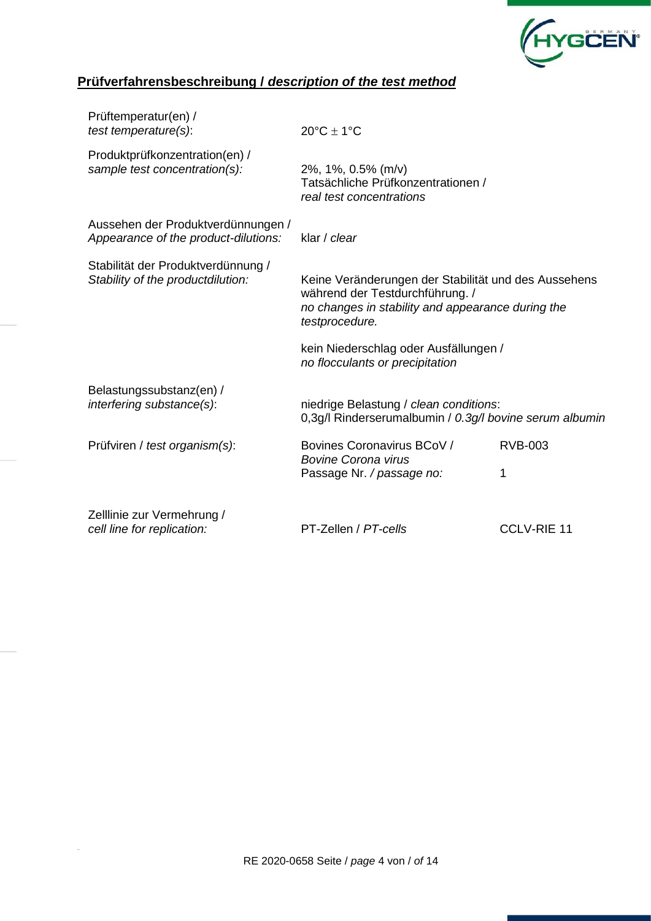## **Prüfverfahrensbeschreibung /** ***description of the test method***

| | | |
|---|---|---|
| Prüftemperatur(en) / *test temperature(s)*: | 20°C ± 1°C | |
| Produktprüfkonzentration(en) / *sample test concentration(s):* | 2%, 1%, 0.5% (m/v) Tatsächliche Prüfkonzentrationen / *real test concentrations* | |
| Aussehen der Produktverdünnungen / *Appearance of the product-dilutions:* | klar / *clear* | |
| Stabilität der Produktverdünnung / *Stability of the productdilution:* | Keine Veränderungen der Stabilität und des Aussehens während der Testdurchführung. / *no changes in stability and appearance during the testprocedure.* | |
| | kein Niederschlag oder Ausfällungen / *no flocculants or precipitation* | |
| Belastungssubstanz(en) / *interfering substance(s)*: | niedrige Belastung / *clean conditions*: 0,3g/l Rinderserumalbumin / *0.3g/l bovine serum albumin* | |
| Prüfviren / *test organism(s)*: | Bovines Coronavirus BCoV / *Bovine Corona virus* | RVB-003 |
| | Passage Nr. */ passage no:* | 1 |
| Zelllinie zur Vermehrung / *cell line for replication:* | PT-Zellen / *PT-cells* | CCLV-RIE 11 |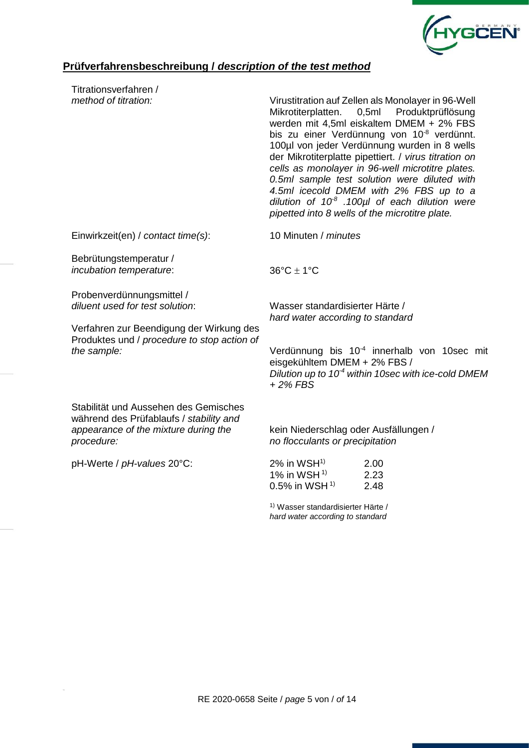## **Prüfverfahrensbeschreibung / *description of the test method***

| | |
|---|---|
| Titrationsverfahren / *method of titration:* | Virustitration auf Zellen als Monolayer in 96-Well Mikrotiterplatten. 0,5ml Produktprüflösung werden mit 4,5ml eiskaltem DMEM + 2% FBS bis zu einer Verdünnung von $10^{-8}$ verdünnt. 100µl von jeder Verdünnung wurden in 8 wells der Mikrotiterplatte pipettiert. / *virus titration on cells as monolayer in 96-well microtitre plates. 0.5ml sample test solution were diluted with 4.5ml icecold DMEM with 2% FBS up to a dilution of $10^{-8}$ .100µl of each dilution were pipetted into 8 wells of the microtitre plate.* |
| Einwirkzeit(en) / *contact time(s)*: | 10 Minuten / *minutes* |
| Bebrütungstemperatur / *incubation temperature*: | $36°C \pm 1°C$ |
| Probenverdünnungsmittel / *diluent used for test solution*: | Wasser standardisierter Härte / *hard water according to standard* |
| Verfahren zur Beendigung der Wirkung des Produktes und / *procedure to stop action of the sample:* | Verdünnung bis $10^{-4}$ innerhalb von 10sec mit eisgekühltem DMEM + 2% FBS / *Dilution up to $10^{-4}$ within 10sec with ice-cold DMEM + 2% FBS* |
| Stabilität und Aussehen des Gemisches während des Prüfablaufs / *stability and appearance of the mixture during the procedure:* | kein Niederschlag oder Ausfällungen / *no flocculants or precipitation* |
| pH-Werte / *pH-values* 20°C: | 2% in WSH[1) ] 2.00<br>1% in WSH[1)] 2.23<br>0.5% in WSH[1)] 2.48 |

[1)] Wasser standardisierter Härte / *hard water according to standard*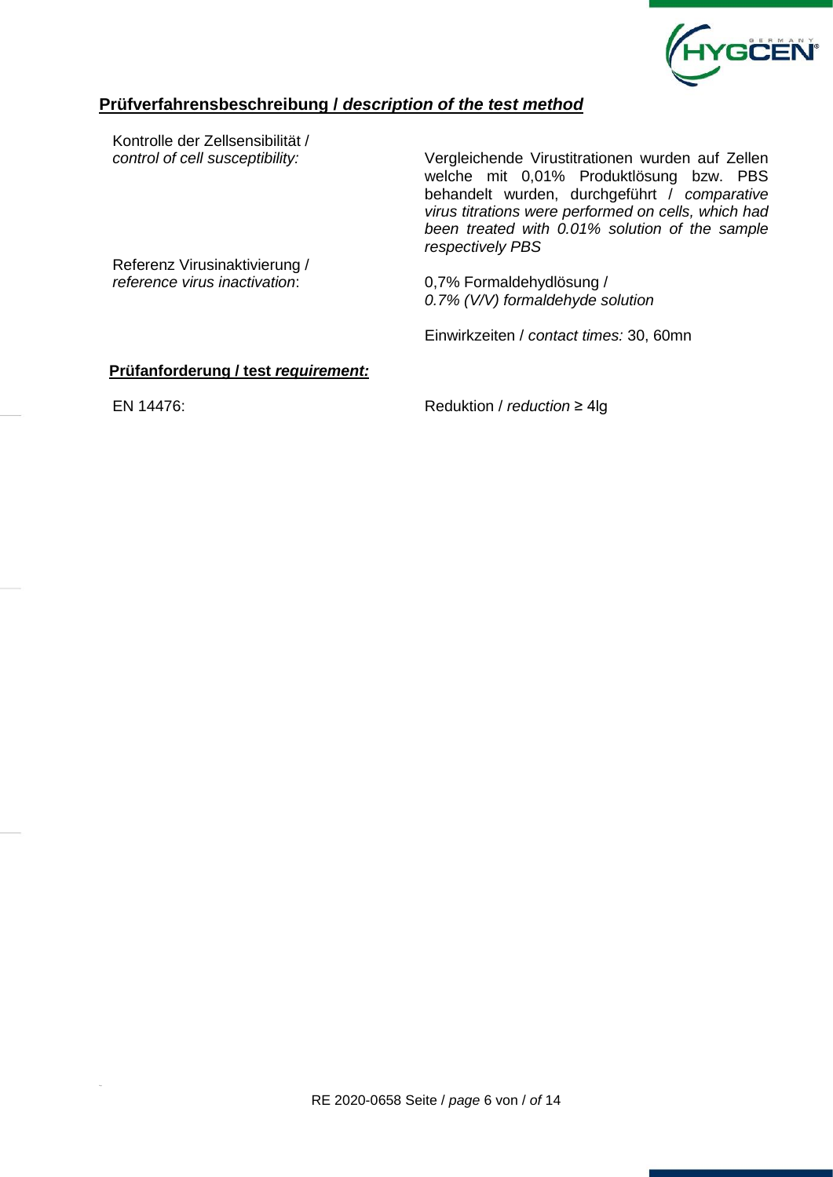## **Prüfverfahrensbeschreibung / *description of the test method***

| | |
|---|---|
| Kontrolle der Zellsensibilität / *control of cell susceptibility:* | Vergleichende Virustitrationen wurden auf Zellen welche mit 0,01% Produktlösung bzw. PBS behandelt wurden, durchgeführt / *comparative virus titrations were performed on cells, which had been treated with 0.01% solution of the sample respectively PBS* |
| Referenz Virusinaktivierung / *reference virus inactivation*: | 0,7% Formaldehydlösung / *0.7% (V/V) formaldehyde solution* |
| | Einwirkzeiten / *contact times:* 30, 60mn |

### **Prüfanforderung / test *requirement:***

| | |
|---|---|
| EN 14476: | Reduktion / *reduction* ≥ 4lg |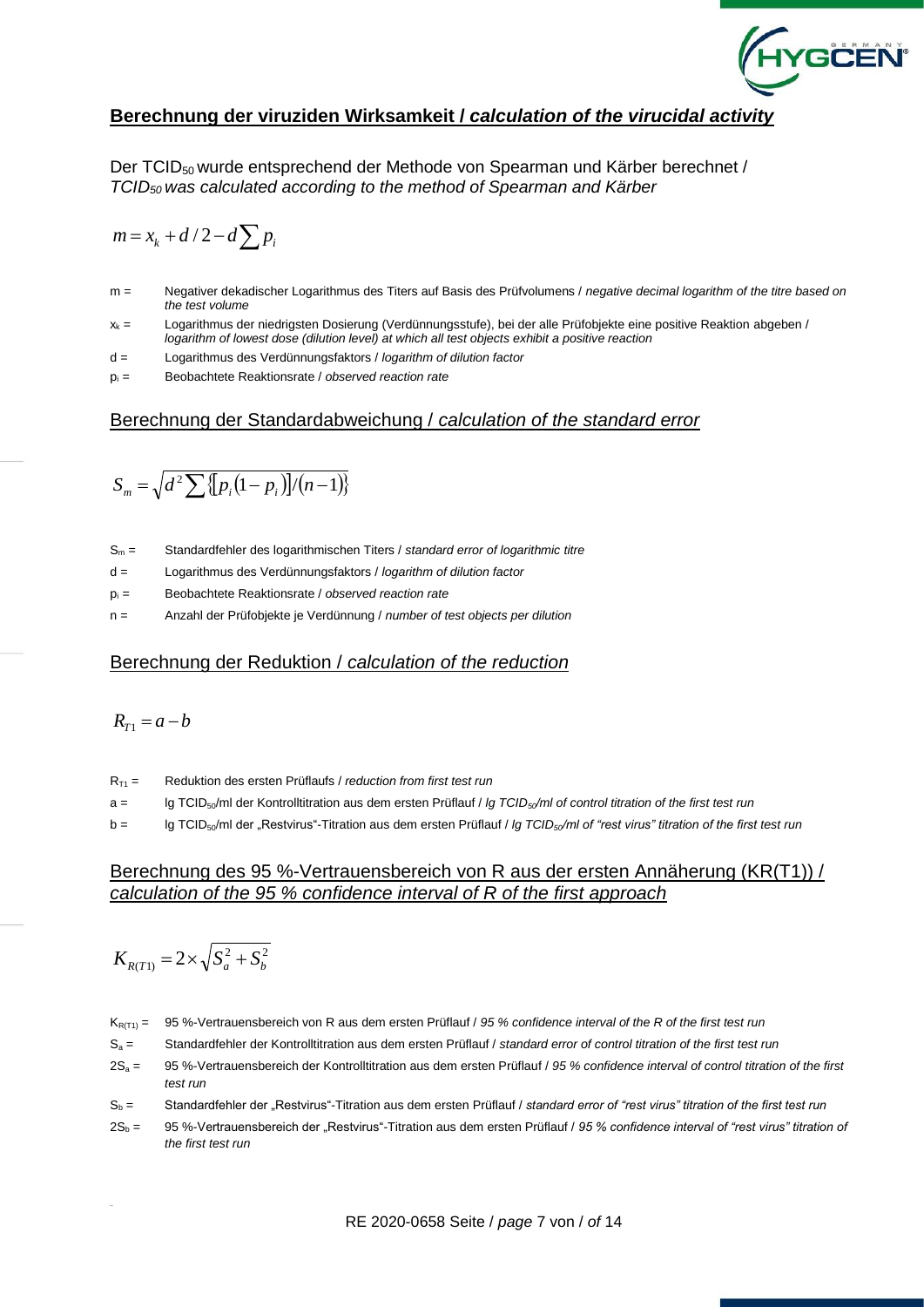## Berechnung der viruziden Wirksamkeit / *calculation of the virucidal activity*

Der $TCID_{50}$ wurde entsprechend der Methode von Spearman und Kärber berechnet / *$TCID_{50}$ was calculated according to the method of Spearman and Kärber*

$$m = x_k + d/2 - d\sum p_i$$

m = Negativer dekadischer Logarithmus des Titers auf Basis des Prüfvolumens / *negative decimal logarithm of the titre based on the test volume*

$x_k$ = Logarithmus der niedrigsten Dosierung (Verdünnungsstufe), bei der alle Prüfobjekte eine positive Reaktion abgeben / *logarithm of lowest dose (dilution level) at which all test objects exhibit a positive reaction*

d = Logarithmus des Verdünnungsfaktors / *logarithm of dilution factor*

$p_i$ = Beobachtete Reaktionsrate / *observed reaction rate*

### Berechnung der Standardabweichung / *calculation of the standard error*

$$S_m = \sqrt{d^2 \sum \{[p_i(1-p_i)]/(n-1)\}}$$

$S_m$ = Standardfehler des logarithmischen Titers / *standard error of logarithmic titre*

d = Logarithmus des Verdünnungsfaktors / *logarithm of dilution factor*

$p_i$ = Beobachtete Reaktionsrate / *observed reaction rate*

n = Anzahl der Prüfobjekte je Verdünnung / *number of test objects per dilution*

### Berechnung der Reduktion / *calculation of the reduction*

$$R_{T1} = a - b$$

$R_{T1}$ = Reduktion des ersten Prüflaufs / *reduction from first test run*

a = lg $TCID_{50}$/ml der Kontrolltitration aus dem ersten Prüflauf / *lg $TCID_{50}$/ml of control titration of the first test run*

b = lg $TCID_{50}$/ml der „Restvirus"-Titration aus dem ersten Prüflauf / *lg $TCID_{50}$/ml of "rest virus" titration of the first test run*

### Berechnung des 95 %-Vertrauensbereich von R aus der ersten Annäherung (KR(T1)) / *calculation of the 95 % confidence interval of R of the first approach*

$$K_{R(T1)} = 2 \times \sqrt{S_a^2 + S_b^2}$$

$K_{R(T1)}$ = 95 %-Vertrauensbereich von R aus dem ersten Prüflauf / *95 % confidence interval of the R of the first test run*

$S_a$ = Standardfehler der Kontrolltitration aus dem ersten Prüflauf / *standard error of control titration of the first test run*

$2S_a$ = 95 %-Vertrauensbereich der Kontrolltitration aus dem ersten Prüflauf / *95 % confidence interval of control titration of the first test run*

$S_b$ = Standardfehler der „Restvirus"-Titration aus dem ersten Prüflauf / *standard error of "rest virus" titration of the first test run*

$2S_b$ = 95 %-Vertrauensbereich der „Restvirus"-Titration aus dem ersten Prüflauf / *95 % confidence interval of "rest virus" titration of the first test run*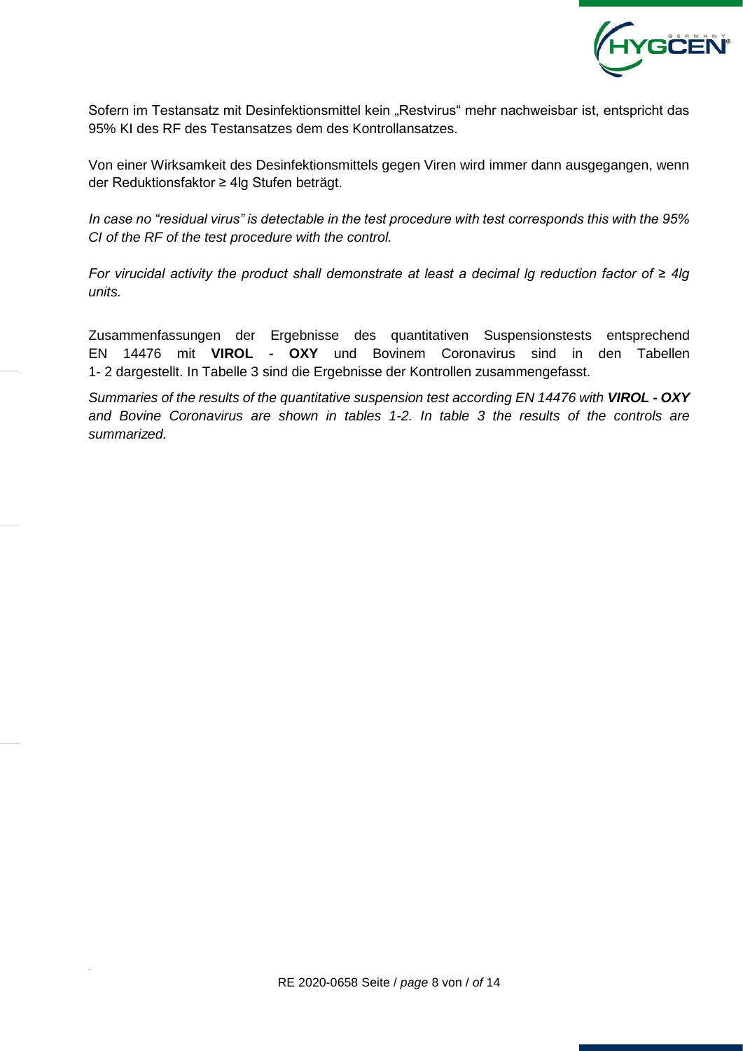Sofern im Testansatz mit Desinfektionsmittel kein „Restvirus" mehr nachweisbar ist, entspricht das 95% KI des RF des Testansatzes dem des Kontrollansatzes.

Von einer Wirksamkeit des Desinfektionsmittels gegen Viren wird immer dann ausgegangen, wenn der Reduktionsfaktor ≥ 4lg Stufen beträgt.

*In case no "residual virus" is detectable in the test procedure with test corresponds this with the 95% CI of the RF of the test procedure with the control.*

*For virucidal activity the product shall demonstrate at least a decimal lg reduction factor of ≥ 4lg units.*

Zusammenfassungen der Ergebnisse des quantitativen Suspensionstests entsprechend EN 14476 mit **VIROL - OXY** und Bovinem Coronavirus sind in den Tabellen 1- 2 dargestellt. In Tabelle 3 sind die Ergebnisse der Kontrollen zusammengefasst.

*Summaries of the results of the quantitative suspension test according EN 14476 with **VIROL - OXY** and Bovine Coronavirus are shown in tables 1-2. In table 3 the results of the controls are summarized.*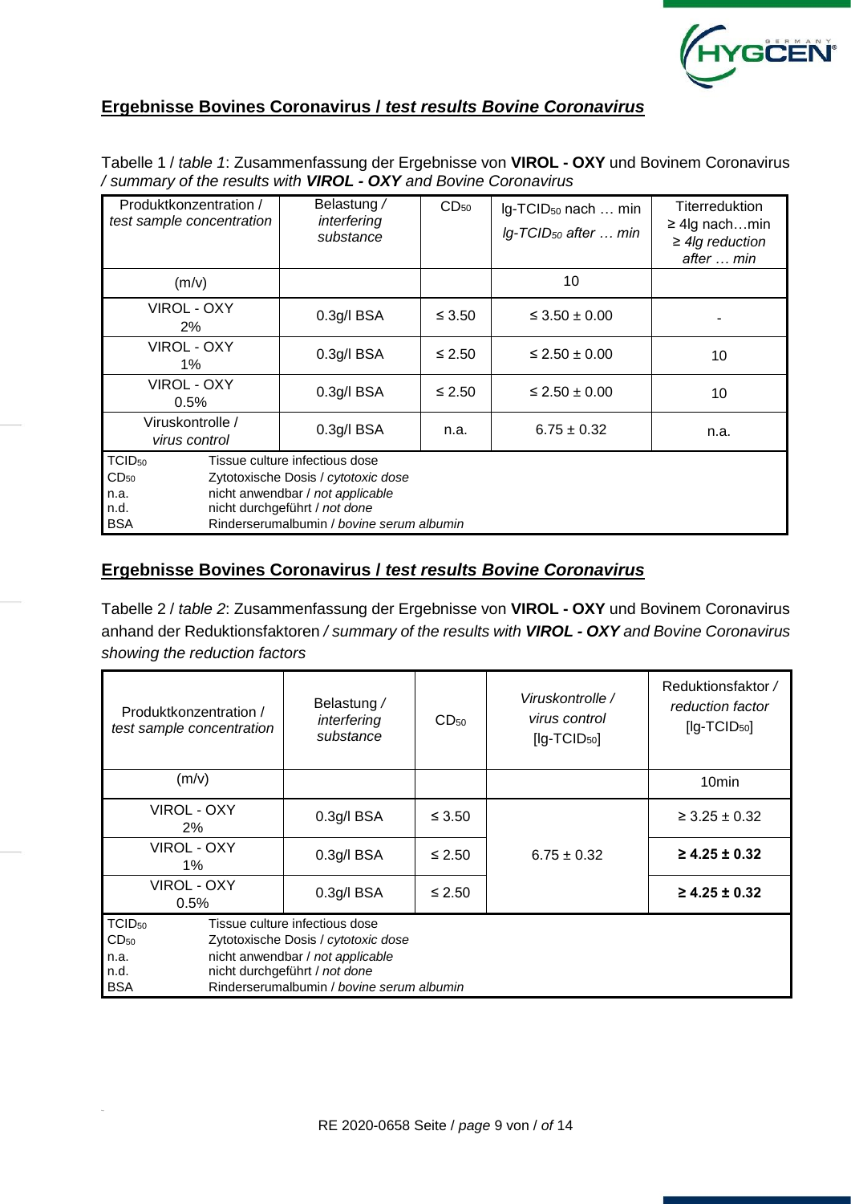## Ergebnisse Bovines Coronavirus / *test results Bovine Coronavirus*

Tabelle 1 / *table 1*: Zusammenfassung der Ergebnisse von **VIROL - OXY** und Bovinem Coronavirus / *summary of the results with **VIROL - OXY** and Bovine Coronavirus*

| Produktkonzentration / *test sample concentration* | Belastung / *interfering substance* | $CD_{50}$ | lg-$TCID_{50}$ nach … min *lg-$TCID_{50}$ after … min* | Titerreduktion ≥ 4lg nach…min *≥ 4lg reduction after … min* |
|---|---|---|---|---|
| (m/v) | | | 10 | |
| VIROL - OXY 2% | 0.3g/l BSA | ≤ 3.50 | ≤ 3.50 ± 0.00 | - |
| VIROL - OXY 1% | 0.3g/l BSA | ≤ 2.50 | ≤ 2.50 ± 0.00 | 10 |
| VIROL - OXY 0.5% | 0.3g/l BSA | ≤ 2.50 | ≤ 2.50 ± 0.00 | 10 |
| Viruskontrolle / *virus control* | 0.3g/l BSA | n.a. | 6.75 ± 0.32 | n.a. |

$TCID_{50}$ Tissue culture infectious dose
$CD_{50}$ Zytotoxische Dosis / *cytotoxic dose*
n.a. nicht anwendbar / *not applicable*
n.d. nicht durchgeführt / *not done*
BSA Rinderserumalbumin / *bovine serum albumin*

## Ergebnisse Bovines Coronavirus / *test results Bovine Coronavirus*

Tabelle 2 / *table 2*: Zusammenfassung der Ergebnisse von **VIROL - OXY** und Bovinem Coronavirus anhand der Reduktionsfaktoren */ summary of the results with **VIROL - OXY** and Bovine Coronavirus showing the reduction factors*

| Produktkonzentration / *test sample concentration* | Belastung / *interfering substance* | $CD_{50}$ | *Viruskontrolle / virus control* [lg-$TCID_{50}$] | Reduktionsfaktor / *reduction factor* [lg-$TCID_{50}$] |
|---|---|---|---|---|
| (m/v) | | | | 10min |
| VIROL - OXY 2% | 0.3g/l BSA | ≤ 3.50 | 6.75 ± 0.32 | ≥ 3.25 ± 0.32 |
| VIROL - OXY 1% | 0.3g/l BSA | ≤ 2.50 | | **≥ 4.25 ± 0.32** |
| VIROL - OXY 0.5% | 0.3g/l BSA | ≤ 2.50 | | **≥ 4.25 ± 0.32** |

$TCID_{50}$ Tissue culture infectious dose
$CD_{50}$ Zytotoxische Dosis / *cytotoxic dose*
n.a. nicht anwendbar / *not applicable*
n.d. nicht durchgeführt / *not done*
BSA Rinderserumalbumin / *bovine serum albumin*

RE 2020-0658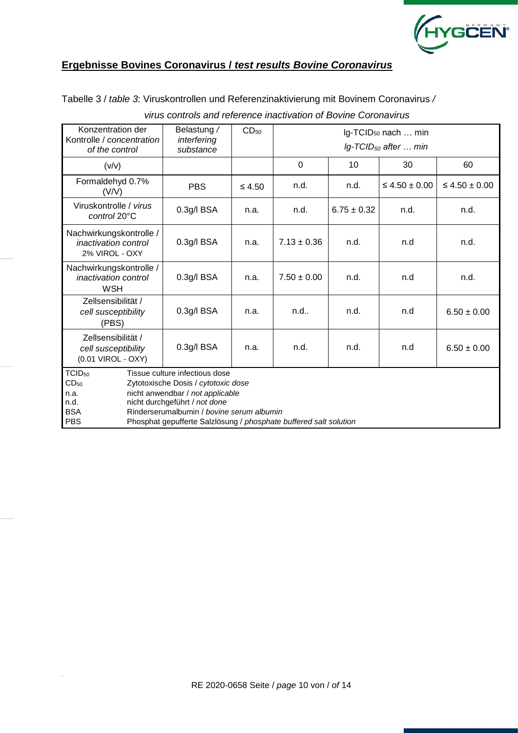## **Ergebnisse Bovines Coronavirus / *test results Bovine Coronavirus***

Tabelle 3 / *table 3*: Viruskontrollen und Referenzinaktivierung mit Bovinem Coronavirus / *virus controls and reference inactivation of Bovine Coronavirus*

| Konzentration der Kontrolle / *concentration of the control* | Belastung / *interfering substance* | $CD_{50}$ | lg-$TCID_{50}$ nach … min *lg-$TCID_{50}$ after … min* | | | |
|---|---|---|---|---|---|---|
| (v/v) | | | 0 | 10 | 30 | 60 |
| Formaldehyd 0.7% (V/V) | PBS | ≤ 4.50 | n.d. | n.d. | ≤ 4.50 ± 0.00 | ≤ 4.50 ± 0.00 |
| Viruskontrolle / *virus control* 20°C | 0.3g/l BSA | n.a. | n.d. | 6.75 ± 0.32 | n.d. | n.d. |
| Nachwirkungskontrolle / *inactivation control* 2% VIROL - OXY | 0.3g/l BSA | n.a. | 7.13 ± 0.36 | n.d. | n.d | n.d. |
| Nachwirkungskontrolle / *inactivation control* WSH | 0.3g/l BSA | n.a. | 7.50 ± 0.00 | n.d. | n.d | n.d. |
| Zellsensibilität / *cell susceptibility* (PBS) | 0.3g/l BSA | n.a. | n.d.. | n.d. | n.d | 6.50 ± 0.00 |
| Zellsensibilität / *cell susceptibility* (0.01 VIROL - OXY) | 0.3g/l BSA | n.a. | n.d. | n.d. | n.d | 6.50 ± 0.00 |

$TCID_{50}$ Tissue culture infectious dose
$CD_{50}$ Zytotoxische Dosis / *cytotoxic dose*
n.a. nicht anwendbar / *not applicable*
n.d. nicht durchgeführt / *not done*
BSA Rinderserumalbumin / *bovine serum albumin*
PBS Phosphat gepufferte Salzlösung / *phosphate buffered salt solution*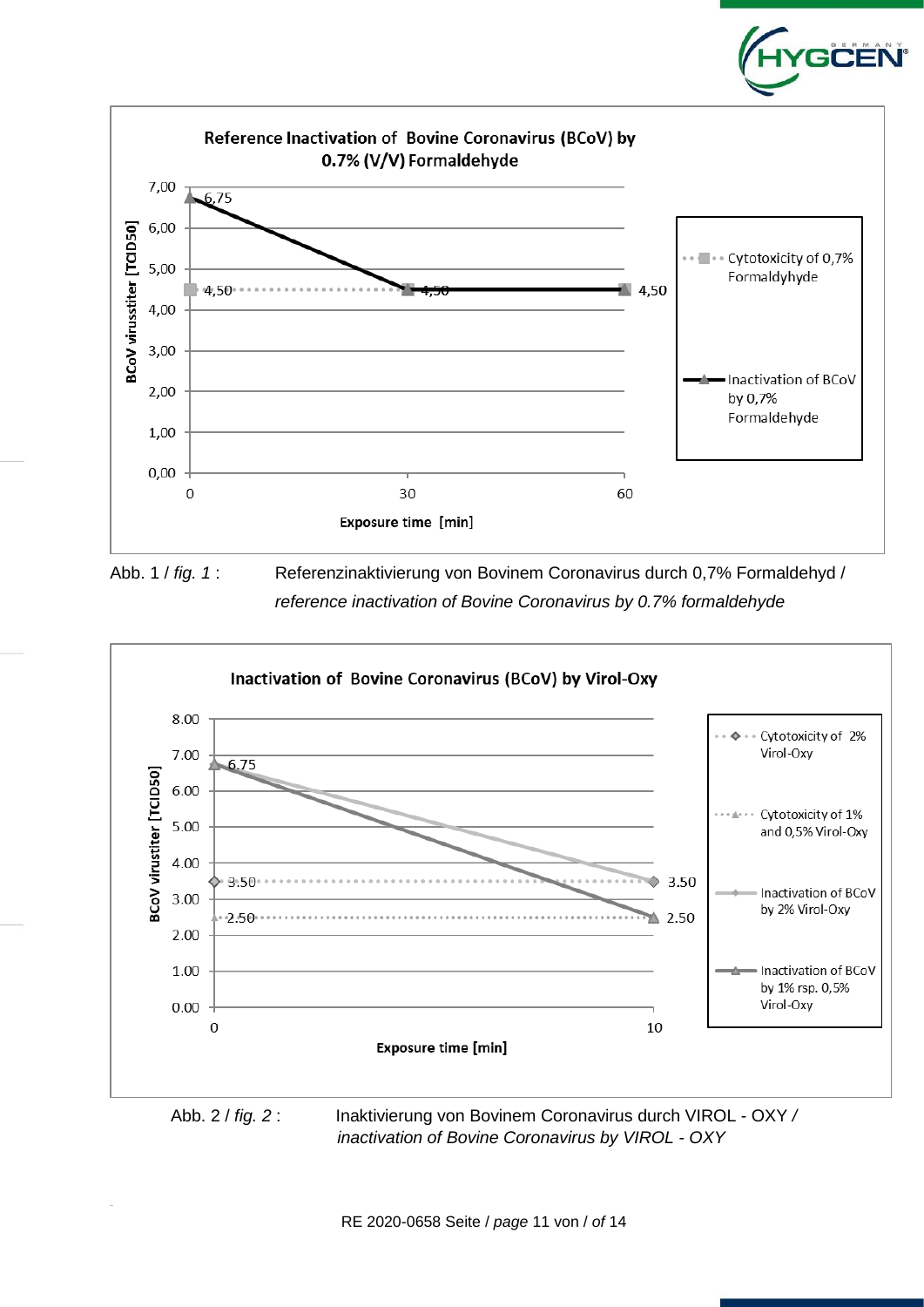**Reference Inactivation of Bovine Coronavirus (BCoV) by 0.7% (V/V) Formaldehyde**

BCoV virustiter [TCID50]

Exposure time [min]

- Cytotoxicity of 0,7% Formaldyhyde: 4,50 (0 min), 4,50 (30 min)
- Inactivation of BCoV by 0,7% Formaldehyde: 6,75 (0 min), 4,50 (30 min), 4,50 (60 min)

Abb. 1 / *fig. 1* : Referenzinaktivierung von Bovinem Coronavirus durch 0,7% Formaldehyd / *reference inactivation of Bovine Coronavirus by 0.7% formaldehyde*

**Inactivation of Bovine Coronavirus (BCoV) by Virol-Oxy**

BCoV virustiter [TCID50]

Exposure time [min]

- Cytotoxicity of 2% Virol-Oxy: 3.50 (0 min), 3.50 (10 min)
- Cytotoxicity of 1% and 0,5% Virol-Oxy: 2.50 (0 min), 2.50 (10 min)
- Inactivation of BCoV by 2% Virol-Oxy: 6.75 (0 min), 3.50 (10 min)
- Inactivation of BCoV by 1% rsp. 0,5% Virol-Oxy: 6.75 (0 min), 2.50 (10 min)

Abb. 2 / *fig. 2* : Inaktivierung von Bovinem Coronavirus durch VIROL - OXY / *inactivation of Bovine Coronavirus by VIROL - OXY*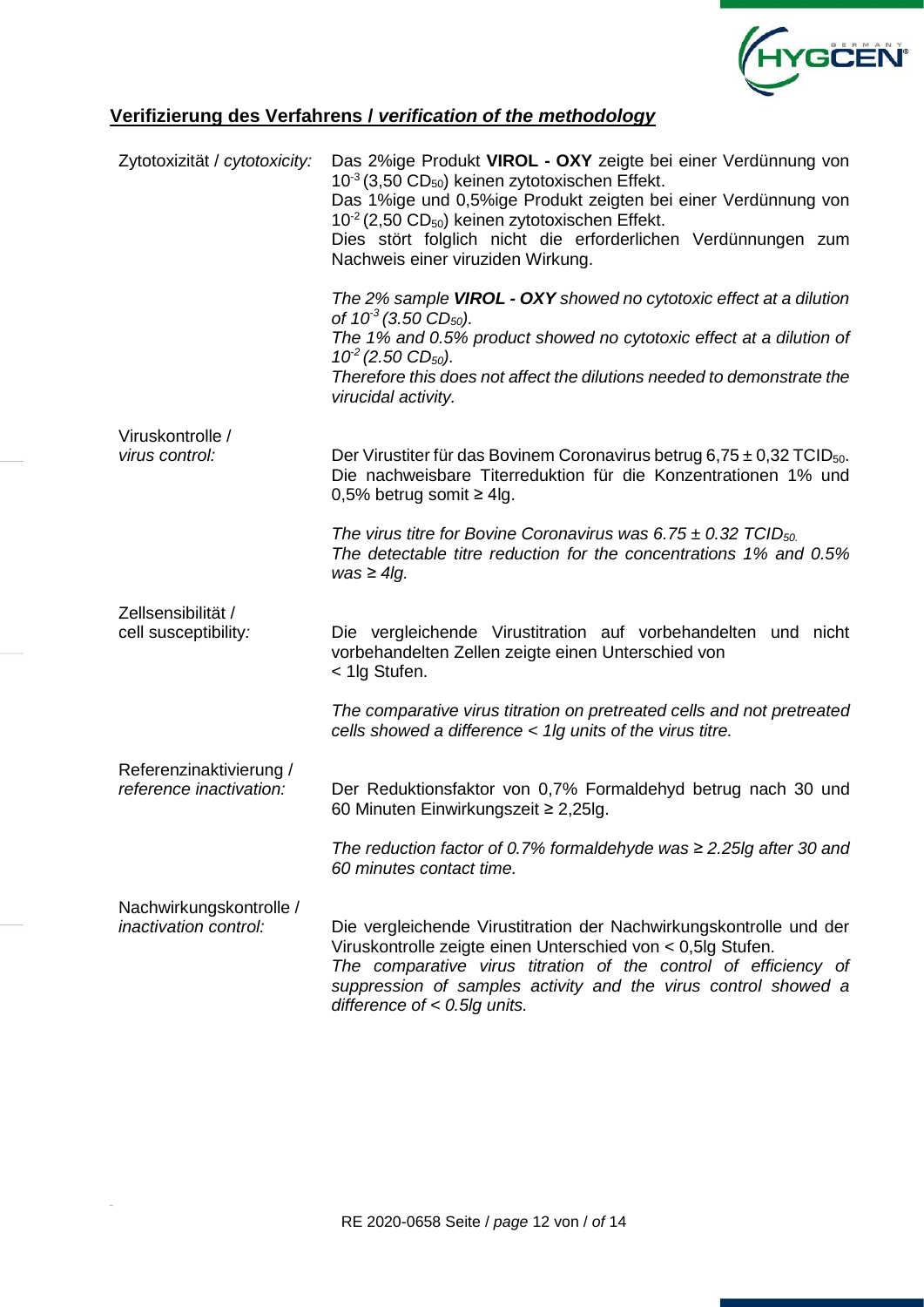## **Verifizierung des Verfahrens / *verification of the methodology***

| | |
|---|---|
| Zytotoxizität / *cytotoxicity:* | Das 2%ige Produkt **VIROL - OXY** zeigte bei einer Verdünnung von $10^{-3}$ (3,50 $CD_{50}$) keinen zytotoxischen Effekt.<br>Das 1%ige und 0,5%ige Produkt zeigten bei einer Verdünnung von $10^{-2}$ (2,50 $CD_{50}$) keinen zytotoxischen Effekt.<br>Dies stört folglich nicht die erforderlichen Verdünnungen zum Nachweis einer viruziden Wirkung.<br><br>*The 2% sample **VIROL - OXY** showed no cytotoxic effect at a dilution of $10^{-3}$ (3.50 $CD_{50}$).*<br>*The 1% and 0.5% product showed no cytotoxic effect at a dilution of $10^{-2}$ (2.50 $CD_{50}$).*<br>*Therefore this does not affect the dilutions needed to demonstrate the virucidal activity.* |
| Viruskontrolle / *virus control:* | Der Virustiter für das Bovinem Coronavirus betrug 6,75 ± 0,32 $TCID_{50}$.<br>Die nachweisbare Titerreduktion für die Konzentrationen 1% und 0,5% betrug somit ≥ 4lg.<br><br>*The virus titre for Bovine Coronavirus was 6.75 ± 0.32 $TCID_{50}$.*<br>*The detectable titre reduction for the concentrations 1% and 0.5% was ≥ 4lg.* |
| Zellsensibilität / cell susceptibility*:* | Die vergleichende Virustitration auf vorbehandelten und nicht vorbehandelten Zellen zeigte einen Unterschied von < 1lg Stufen.<br><br>*The comparative virus titration on pretreated cells and not pretreated cells showed a difference < 1lg units of the virus titre.* |
| Referenzinaktivierung / *reference inactivation:* | Der Reduktionsfaktor von 0,7% Formaldehyd betrug nach 30 und 60 Minuten Einwirkungszeit ≥ 2,25lg.<br><br>*The reduction factor of 0.7% formaldehyde was ≥ 2.25lg after 30 and 60 minutes contact time.* |
| Nachwirkungskontrolle / *inactivation control:* | Die vergleichende Virustitration der Nachwirkungskontrolle und der Viruskontrolle zeigte einen Unterschied von < 0,5lg Stufen.<br>*The comparative virus titration of the control of efficiency of suppression of samples activity and the virus control showed a difference of < 0.5lg units.* |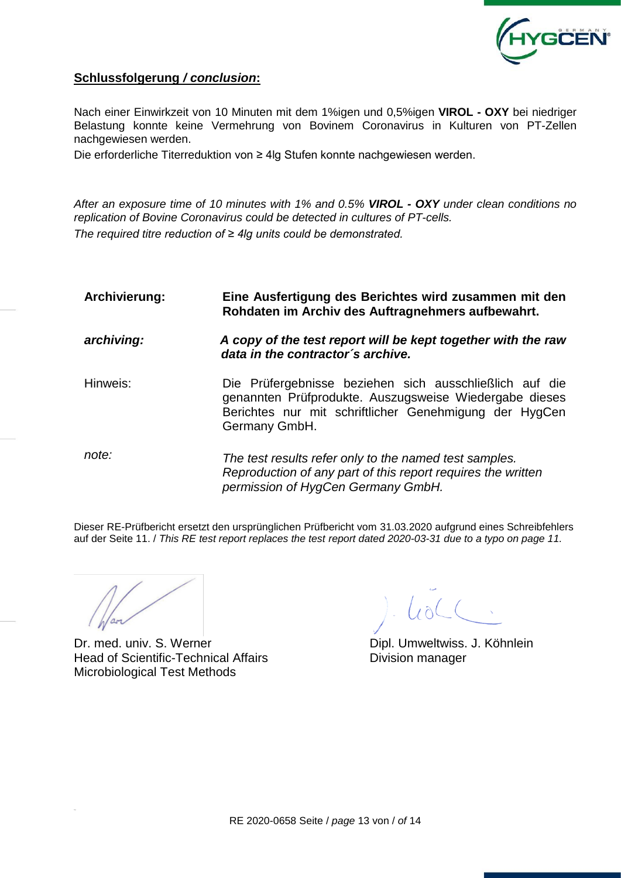**Schlussfolgerung / *conclusion*:**

Nach einer Einwirkzeit von 10 Minuten mit dem 1%igen und 0,5%igen **VIROL - OXY** bei niedriger Belastung konnte keine Vermehrung von Bovinem Coronavirus in Kulturen von PT-Zellen nachgewiesen werden.

Die erforderliche Titerreduktion von ≥ 4lg Stufen konnte nachgewiesen werden.

*After an exposure time of 10 minutes with 1% and 0.5%* ***VIROL - OXY*** *under clean conditions no replication of Bovine Coronavirus could be detected in cultures of PT-cells.*

*The required titre reduction of ≥ 4lg units could be demonstrated.*

**Archivierung:** **Eine Ausfertigung des Berichtes wird zusammen mit den Rohdaten im Archiv des Auftragnehmers aufbewahrt.**

***archiving:*** ***A copy of the test report will be kept together with the raw data in the contractor´s archive.***

Hinweis: Die Prüfergebnisse beziehen sich ausschließlich auf die genannten Prüfprodukte. Auszugsweise Wiedergabe dieses Berichtes nur mit schriftlicher Genehmigung der HygCen Germany GmbH.

*note:* *The test results refer only to the named test samples. Reproduction of any part of this report requires the written permission of HygCen Germany GmbH.*

Dieser RE-Prüfbericht ersetzt den ursprünglichen Prüfbericht vom 31.03.2020 aufgrund eines Schreibfehlers auf der Seite 11. / *This RE test report replaces the test report dated 2020-03-31 due to a typo on page 11.*

Dr. med. univ. S. Werner
Head of Scientific-Technical Affairs
Microbiological Test Methods

Dipl. Umweltwiss. J. Köhnlein
Division manager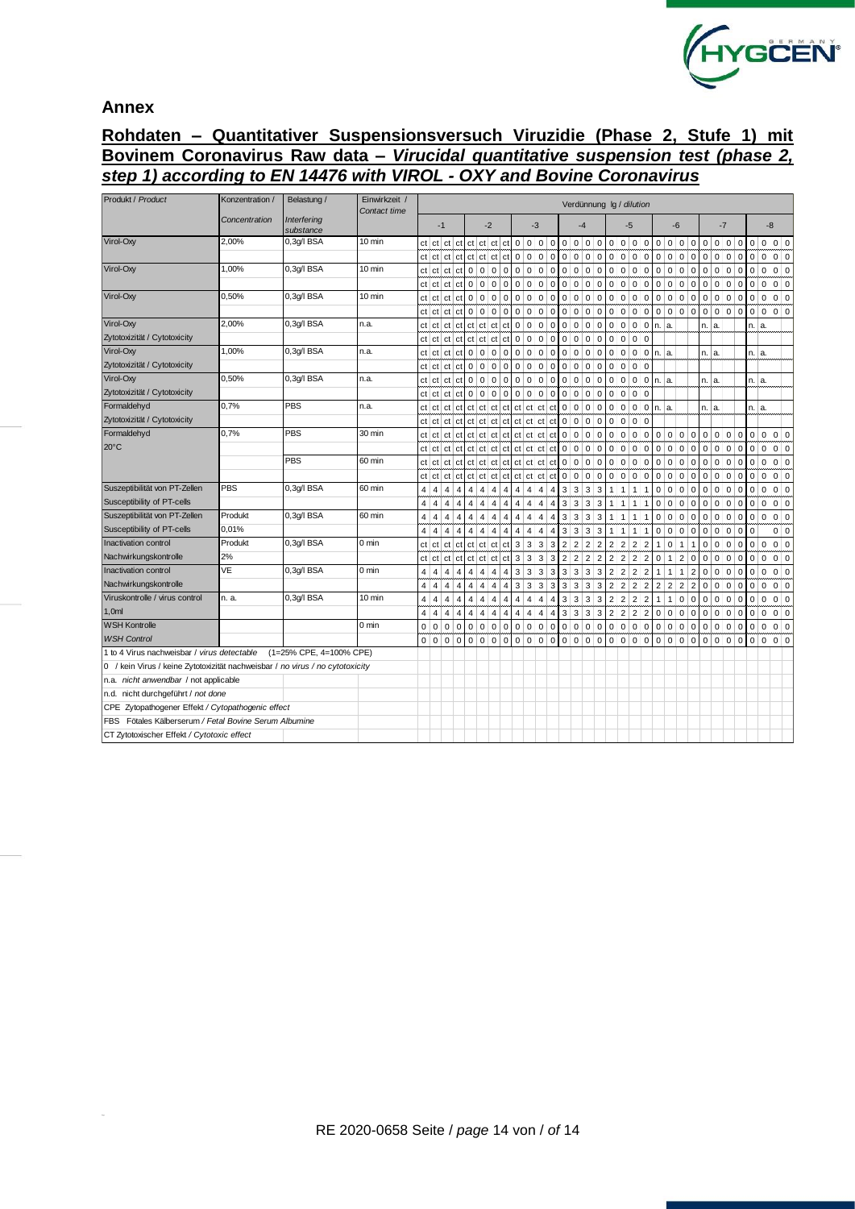## Annex

## Rohdaten – Quantitativer Suspensionsversuch Viruzidie (Phase 2, Stufe 1) mit Bovinem Coronavirus Raw data – *Virucidal quantitative suspension test (phase 2, step 1) according to EN 14476 with VIROL - OXY and Bovine Coronavirus*

| Produkt / *Product* | Konzentration / *Concentration* | Belastung / *Interfering substance* | Einwirkzeit / *Contact time* | Verdünnung lg / *dilution* | | | | | | | | | | | | | | | | | | | | | | | | | | | | | | | |
|---|---|---|---|---|---|---|---|---|---|---|---|---|---|---|---|---|---|---|---|---|---|---|---|---|---|---|---|---|---|---|---|---|---|---|---|
| | | | | -1 | | | | -2 | | | | -3 | | | | -4 | | | | -5 | | | | -6 | | | | -7 | | | | -8 | | | |
| Virol-Oxy | 2,00% | 0,3g/l BSA | 10 min | ct | ct | ct | ct | ct | ct | ct | ct | 0 | 0 | 0 | 0 | 0 | 0 | 0 | 0 | 0 | 0 | 0 | 0 | 0 | 0 | 0 | 0 | 0 | 0 | 0 | 0 | 0 | 0 | 0 | 0 |
| | | | | ct | ct | ct | ct | ct | ct | ct | ct | 0 | 0 | 0 | 0 | 0 | 0 | 0 | 0 | 0 | 0 | 0 | 0 | 0 | 0 | 0 | 0 | 0 | 0 | 0 | 0 | 0 | 0 | 0 | 0 |
| Virol-Oxy | 1,00% | 0,3g/l BSA | 10 min | ct | ct | ct | ct | 0 | 0 | 0 | 0 | 0 | 0 | 0 | 0 | 0 | 0 | 0 | 0 | 0 | 0 | 0 | 0 | 0 | 0 | 0 | 0 | 0 | 0 | 0 | 0 | 0 | 0 | 0 | 0 |
| | | | | ct | ct | ct | ct | 0 | 0 | 0 | 0 | 0 | 0 | 0 | 0 | 0 | 0 | 0 | 0 | 0 | 0 | 0 | 0 | 0 | 0 | 0 | 0 | 0 | 0 | 0 | 0 | 0 | 0 | 0 | 0 |
| Virol-Oxy | 0,50% | 0,3g/l BSA | 10 min | ct | ct | ct | ct | 0 | 0 | 0 | 0 | 0 | 0 | 0 | 0 | 0 | 0 | 0 | 0 | 0 | 0 | 0 | 0 | 0 | 0 | 0 | 0 | 0 | 0 | 0 | 0 | 0 | 0 | 0 | 0 |
| | | | | ct | ct | ct | ct | 0 | 0 | 0 | 0 | 0 | 0 | 0 | 0 | 0 | 0 | 0 | 0 | 0 | 0 | 0 | 0 | 0 | 0 | 0 | 0 | 0 | 0 | 0 | 0 | 0 | 0 | 0 | 0 |
| Virol-Oxy | 2,00% | 0,3g/l BSA | n.a. | ct | ct | ct | ct | ct | ct | ct | ct | 0 | 0 | 0 | 0 | 0 | 0 | 0 | 0 | 0 | 0 | 0 | 0 | n. | a. | | | n. | a. | | | n. | a. | | |
| Zytotoxizität / Cytotoxicity | | | | ct | ct | ct | ct | ct | ct | ct | ct | 0 | 0 | 0 | 0 | 0 | 0 | 0 | 0 | 0 | 0 | 0 | 0 | | | | | | | | | | | | |
| Virol-Oxy | 1,00% | 0,3g/l BSA | n.a. | ct | ct | ct | ct | 0 | 0 | 0 | 0 | 0 | 0 | 0 | 0 | 0 | 0 | 0 | 0 | 0 | 0 | 0 | 0 | n. | a. | | | n. | a. | | | n. | a. | | |
| Zytotoxizität / Cytotoxicity | | | | ct | ct | ct | ct | 0 | 0 | 0 | 0 | 0 | 0 | 0 | 0 | 0 | 0 | 0 | 0 | 0 | 0 | 0 | 0 | | | | | | | | | | | | |
| Virol-Oxy | 0,50% | 0,3g/l BSA | n.a. | ct | ct | ct | ct | 0 | 0 | 0 | 0 | 0 | 0 | 0 | 0 | 0 | 0 | 0 | 0 | 0 | 0 | 0 | 0 | n. | a. | | | n. | a. | | | n. | a. | | |
| Zytotoxizität / Cytotoxicity | | | | ct | ct | ct | ct | 0 | 0 | 0 | 0 | 0 | 0 | 0 | 0 | 0 | 0 | 0 | 0 | 0 | 0 | 0 | 0 | | | | | | | | | | | | |
| Formaldehyd | 0,7% | PBS | n.a. | ct | ct | ct | ct | ct | ct | ct | ct | ct | ct | ct | ct | 0 | 0 | 0 | 0 | 0 | 0 | 0 | 0 | n. | a. | | | n. | a. | | | n. | a. | | |
| Zytotoxizität / Cytotoxicity | | | | ct | ct | ct | ct | ct | ct | ct | ct | ct | ct | ct | ct | 0 | 0 | 0 | 0 | 0 | 0 | 0 | 0 | | | | | | | | | | | | |
| Formaldehyd | 0,7% | PBS | 30 min | ct | ct | ct | ct | ct | ct | ct | ct | ct | ct | ct | ct | 0 | 0 | 0 | 0 | 0 | 0 | 0 | 0 | 0 | 0 | 0 | 0 | 0 | 0 | 0 | 0 | 0 | 0 | 0 | 0 |
| 20°C | | | | ct | ct | ct | ct | ct | ct | ct | ct | ct | ct | ct | ct | 0 | 0 | 0 | 0 | 0 | 0 | 0 | 0 | 0 | 0 | 0 | 0 | 0 | 0 | 0 | 0 | 0 | 0 | 0 | 0 |
| | | PBS | 60 min | ct | ct | ct | ct | ct | ct | ct | ct | ct | ct | ct | ct | 0 | 0 | 0 | 0 | 0 | 0 | 0 | 0 | 0 | 0 | 0 | 0 | 0 | 0 | 0 | 0 | 0 | 0 | 0 | 0 |
| | | | | ct | ct | ct | ct | ct | ct | ct | ct | ct | ct | ct | ct | 0 | 0 | 0 | 0 | 0 | 0 | 0 | 0 | 0 | 0 | 0 | 0 | 0 | 0 | 0 | 0 | 0 | 0 | 0 | 0 |
| Suszeptibilität von PT-Zellen | PBS | 0,3g/l BSA | 60 min | 4 | 4 | 4 | 4 | 4 | 4 | 4 | 4 | 4 | 4 | 4 | 4 | 3 | 3 | 3 | 3 | 1 | 1 | 1 | 1 | 0 | 0 | 0 | 0 | 0 | 0 | 0 | 0 | 0 | 0 | 0 | 0 |
| Susceptibility of PT-cells | | | | 4 | 4 | 4 | 4 | 4 | 4 | 4 | 4 | 4 | 4 | 4 | 4 | 3 | 3 | 3 | 3 | 1 | 1 | 1 | 1 | 0 | 0 | 0 | 0 | 0 | 0 | 0 | 0 | 0 | 0 | 0 | 0 |
| Suszeptibilität von PT-Zellen | Produkt | 0,3g/l BSA | 60 min | 4 | 4 | 4 | 4 | 4 | 4 | 4 | 4 | 4 | 4 | 4 | 4 | 3 | 3 | 3 | 3 | 1 | 1 | 1 | 1 | 0 | 0 | 0 | 0 | 0 | 0 | 0 | 0 | 0 | 0 | 0 | 0 |
| Susceptibility of PT-cells | 0,01% | | | 4 | 4 | 4 | 4 | 4 | 4 | 4 | 4 | 4 | 4 | 4 | 4 | 3 | 3 | 3 | 3 | 1 | 1 | 1 | 1 | 0 | 0 | 0 | 0 | 0 | 0 | 0 | 0 | 0 | | 0 | 0 |
| Inactivation control | Produkt | 0,3g/l BSA | 0 min | ct | ct | ct | ct | ct | ct | ct | ct | 3 | 3 | 3 | 3 | 2 | 2 | 2 | 2 | 2 | 2 | 2 | 2 | 1 | 0 | 1 | 1 | 0 | 0 | 0 | 0 | 0 | 0 | 0 | 0 |
| Nachwirkungskontrolle | 2% | | | ct | ct | ct | ct | ct | ct | ct | ct | 3 | 3 | 3 | 3 | 2 | 2 | 2 | 2 | 2 | 2 | 2 | 2 | 0 | 1 | 2 | 0 | 0 | 0 | 0 | 0 | 0 | 0 | 0 | 0 |
| Inactivation control | VE | 0,3g/l BSA | 0 min | 4 | 4 | 4 | 4 | 4 | 4 | 4 | 4 | 3 | 3 | 3 | 3 | 3 | 3 | 3 | 3 | 2 | 2 | 2 | 2 | 1 | 1 | 1 | 2 | 0 | 0 | 0 | 0 | 0 | 0 | 0 | 0 |
| Nachwirkungskontrolle | | | | 4 | 4 | 4 | 4 | 4 | 4 | 4 | 4 | 3 | 3 | 3 | 3 | 3 | 3 | 3 | 3 | 2 | 2 | 2 | 2 | 2 | 2 | 2 | 2 | 0 | 0 | 0 | 0 | 0 | 0 | 0 | 0 |
| Viruskontrolle / virus control | n. a. | 0,3g/l BSA | 10 min | 4 | 4 | 4 | 4 | 4 | 4 | 4 | 4 | 4 | 4 | 4 | 4 | 3 | 3 | 3 | 3 | 2 | 2 | 2 | 2 | 1 | 1 | 0 | 0 | 0 | 0 | 0 | 0 | 0 | 0 | 0 | 0 |
| 1,0ml | | | | 4 | 4 | 4 | 4 | 4 | 4 | 4 | 4 | 4 | 4 | 4 | 4 | 3 | 3 | 3 | 3 | 2 | 2 | 2 | 2 | 0 | 0 | 0 | 0 | 0 | 0 | 0 | 0 | 0 | 0 | 0 | 0 |
| WSH Kontrolle | | | 0 min | 0 | 0 | 0 | 0 | 0 | 0 | 0 | 0 | 0 | 0 | 0 | 0 | 0 | 0 | 0 | 0 | 0 | 0 | 0 | 0 | 0 | 0 | 0 | 0 | 0 | 0 | 0 | 0 | 0 | 0 | 0 | 0 |
| *WSH Control* | | | | 0 | 0 | 0 | 0 | 0 | 0 | 0 | 0 | 0 | 0 | 0 | 0 | 0 | 0 | 0 | 0 | 0 | 0 | 0 | 0 | 0 | 0 | 0 | 0 | 0 | 0 | 0 | 0 | 0 | 0 | 0 | 0 |

1 to 4 Virus nachweisbar / *virus detectable* (1=25% CPE, 4=100% CPE)

0 / kein Virus / keine Zytotoxizität nachweisbar / *no virus / no cytotoxicity*

n.a. *nicht anwendbar* / not applicable

n.d. nicht durchgeführt / *not done*

CPE Zytopathogener Effekt / *Cytopathogenic effect*

FBS Fötales Kälberserum / *Fetal Bovine Serum Albumine*

CT Zytotoxischer Effekt / *Cytotoxic effect*